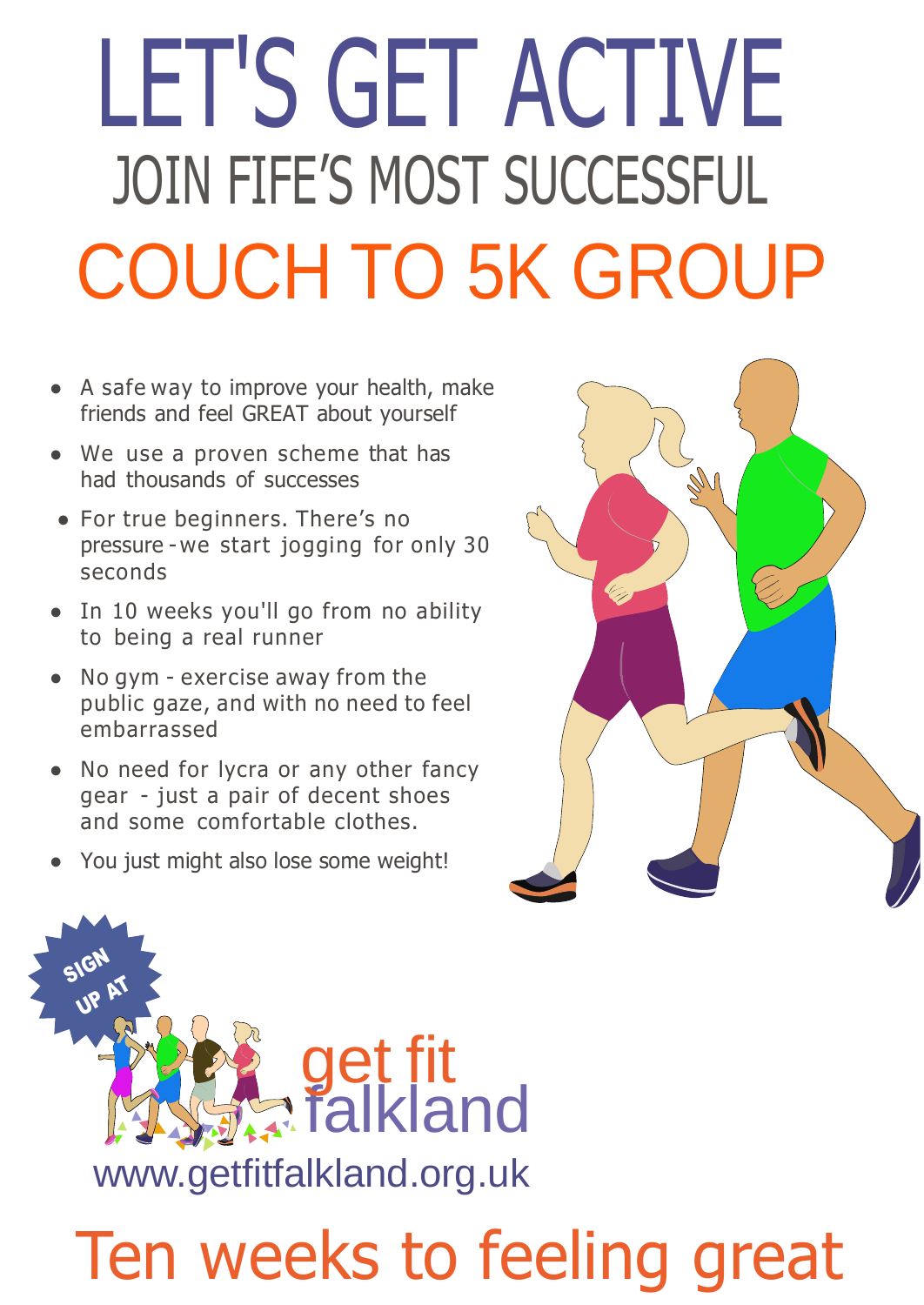# LET'S GET ACTIVE

## JOIN FIFE'S MOST SUCCESSFUL

# COUCH TO 5K GROUP

- A safe way to improve your health, make friends and feel GREAT about yourself
- We use a proven scheme that has had thousands of successes
- For true beginners. There's no pressure - we start jogging for only 30 seconds
- In 10 weeks you'll go from no ability to being a real runner
- No gym - exercise away from the public gaze, and with no need to feel embarrassed
- No need for lycra or any other fancy gear - just a pair of decent shoes and some comfortable clothes.
- You just might also lose some weight!

SIGN UP AT

get fit falkland

www.getfitfalkland.org.uk

# Ten weeks to feeling great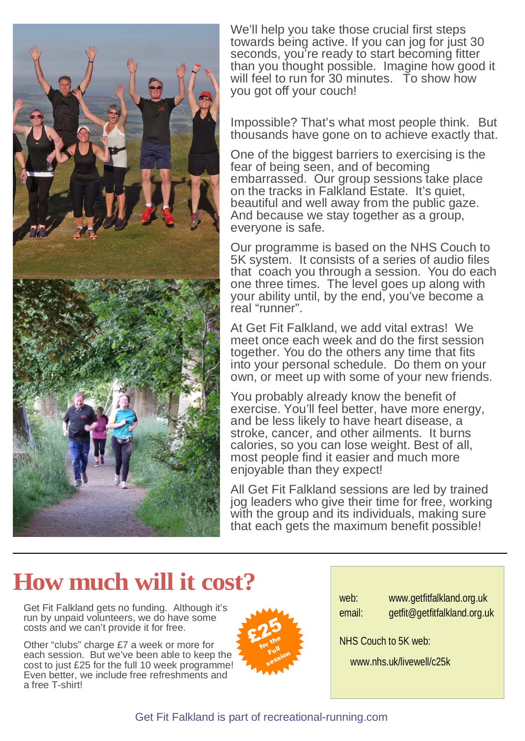We'll help you take those crucial first steps towards being active. If you can jog for just 30 seconds, you're ready to start becoming fitter than you thought possible. Imagine how good it will feel to run for 30 minutes. To show how you got off your couch!

Impossible? That's what most people think. But thousands have gone on to achieve exactly that.

One of the biggest barriers to exercising is the fear of being seen, and of becoming embarrassed. Our group sessions take place on the tracks in Falkland Estate. It's quiet, beautiful and well away from the public gaze. And because we stay together as a group, everyone is safe.

Our programme is based on the NHS Couch to 5K system. It consists of a series of audio files that coach you through a session. You do each one three times. The level goes up along with your ability until, by the end, you've become a real "runner".

At Get Fit Falkland, we add vital extras! We meet once each week and do the first session together. You do the others any time that fits into your personal schedule. Do them on your own, or meet up with some of your new friends.

You probably already know the benefit of exercise. You'll feel better, have more energy, and be less likely to have heart disease, a stroke, cancer, and other ailments. It burns calories, so you can lose weight. Best of all, most people find it easier and much more enjoyable than they expect!

All Get Fit Falkland sessions are led by trained jog leaders who give their time for free, working with the group and its individuals, making sure that each gets the maximum benefit possible!

## How much will it cost?

Get Fit Falkland gets no funding. Although it's run by unpaid volunteers, we do have some costs and we can't provide it for free.

Other "clubs" charge £7 a week or more for each session. But we've been able to keep the cost to just £25 for the full 10 week programme! Even better, we include free refreshments and a free T-shirt!

£25 for the Full session

web: www.getfitfalkland.org.uk
email: getfit@getfitfalkland.org.uk

NHS Couch to 5K web:

www.nhs.uk/livewell/c25k

Get Fit Falkland is part of recreational-running.com